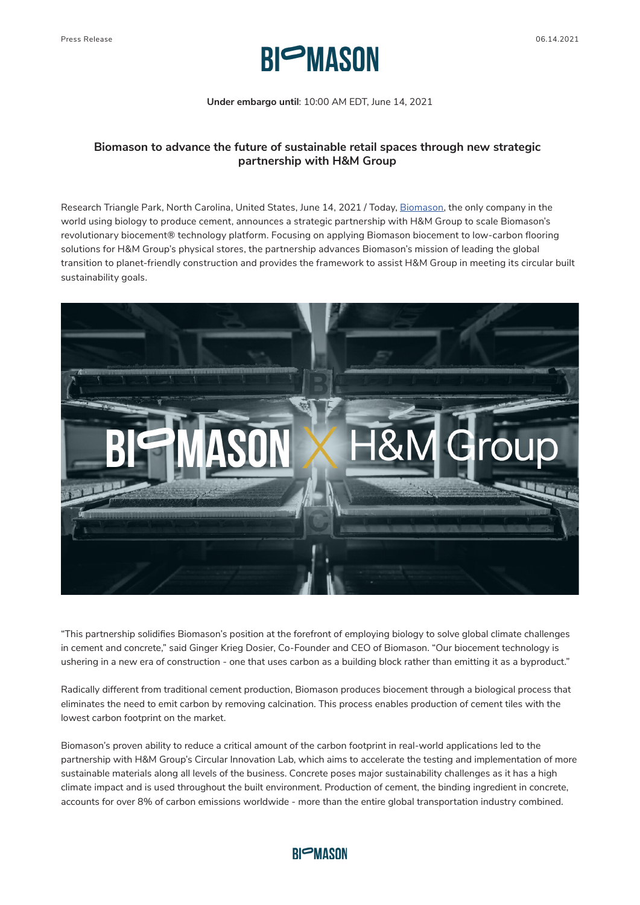Press Release

06.14.2021

**Under embargo until**: 10:00 AM EDT, June 14, 2021

## Biomason to advance the future of sustainable retail spaces through new strategic partnership with H&M Group

Research Triangle Park, North Carolina, United States, June 14, 2021 / Today, Biomason, the only company in the world using biology to produce cement, announces a strategic partnership with H&M Group to scale Biomason's revolutionary biocement® technology platform. Focusing on applying Biomason biocement to low-carbon flooring solutions for H&M Group's physical stores, the partnership advances Biomason's mission of leading the global transition to planet-friendly construction and provides the framework to assist H&M Group in meeting its circular built sustainability goals.

"This partnership solidifies Biomason's position at the forefront of employing biology to solve global climate challenges in cement and concrete," said Ginger Krieg Dosier, Co-Founder and CEO of Biomason. "Our biocement technology is ushering in a new era of construction - one that uses carbon as a building block rather than emitting it as a byproduct."

Radically different from traditional cement production, Biomason produces biocement through a biological process that eliminates the need to emit carbon by removing calcination. This process enables production of cement tiles with the lowest carbon footprint on the market.

Biomason's proven ability to reduce a critical amount of the carbon footprint in real-world applications led to the partnership with H&M Group's Circular Innovation Lab, which aims to accelerate the testing and implementation of more sustainable materials along all levels of the business. Concrete poses major sustainability challenges as it has a high climate impact and is used throughout the built environment. Production of cement, the binding ingredient in concrete, accounts for over 8% of carbon emissions worldwide - more than the entire global transportation industry combined.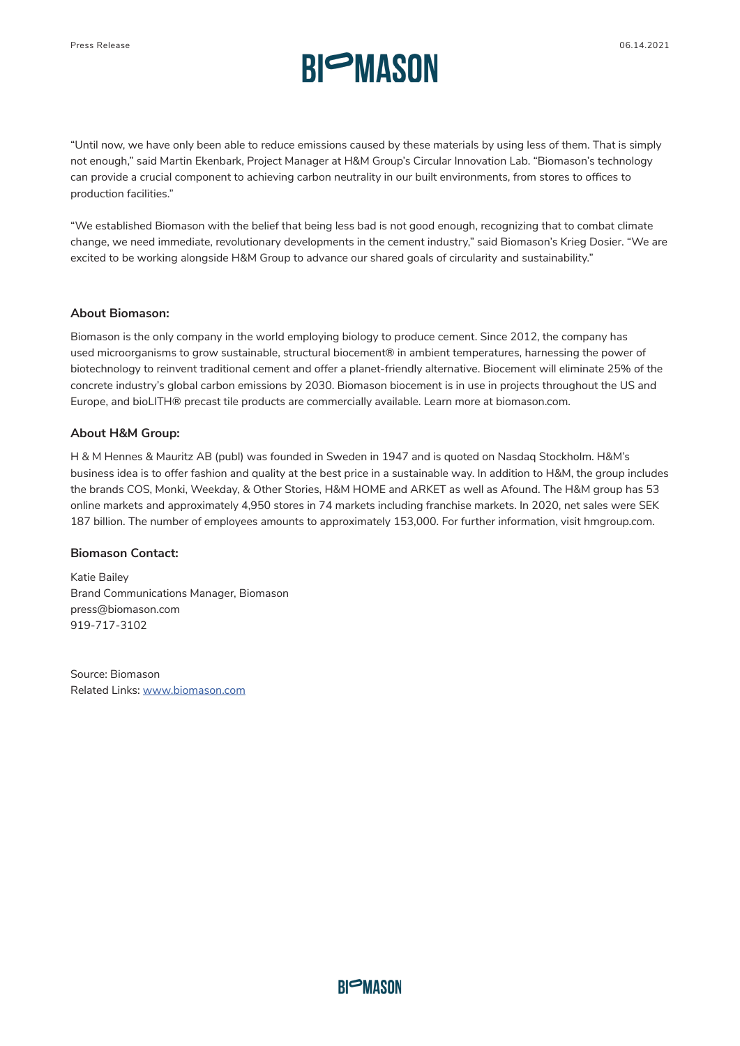"Until now, we have only been able to reduce emissions caused by these materials by using less of them. That is simply not enough," said Martin Ekenbark, Project Manager at H&M Group's Circular Innovation Lab. "Biomason's technology can provide a crucial component to achieving carbon neutrality in our built environments, from stores to offices to production facilities."

"We established Biomason with the belief that being less bad is not good enough, recognizing that to combat climate change, we need immediate, revolutionary developments in the cement industry," said Biomason's Krieg Dosier. "We are excited to be working alongside H&M Group to advance our shared goals of circularity and sustainability."

### About Biomason:

Biomason is the only company in the world employing biology to produce cement. Since 2012, the company has used microorganisms to grow sustainable, structural biocement® in ambient temperatures, harnessing the power of biotechnology to reinvent traditional cement and offer a planet-friendly alternative. Biocement will eliminate 25% of the concrete industry's global carbon emissions by 2030. Biomason biocement is in use in projects throughout the US and Europe, and bioLITH® precast tile products are commercially available. Learn more at biomason.com.

### About H&M Group:

H & M Hennes & Mauritz AB (publ) was founded in Sweden in 1947 and is quoted on Nasdaq Stockholm. H&M's business idea is to offer fashion and quality at the best price in a sustainable way. In addition to H&M, the group includes the brands COS, Monki, Weekday, & Other Stories, H&M HOME and ARKET as well as Afound. The H&M group has 53 online markets and approximately 4,950 stores in 74 markets including franchise markets. In 2020, net sales were SEK 187 billion. The number of employees amounts to approximately 153,000. For further information, visit hmgroup.com.

### Biomason Contact:

Katie Bailey
Brand Communications Manager, Biomason
press@biomason.com
919-717-3102

Source: Biomason
Related Links: [www.biomason.com](http://www.biomason.com)